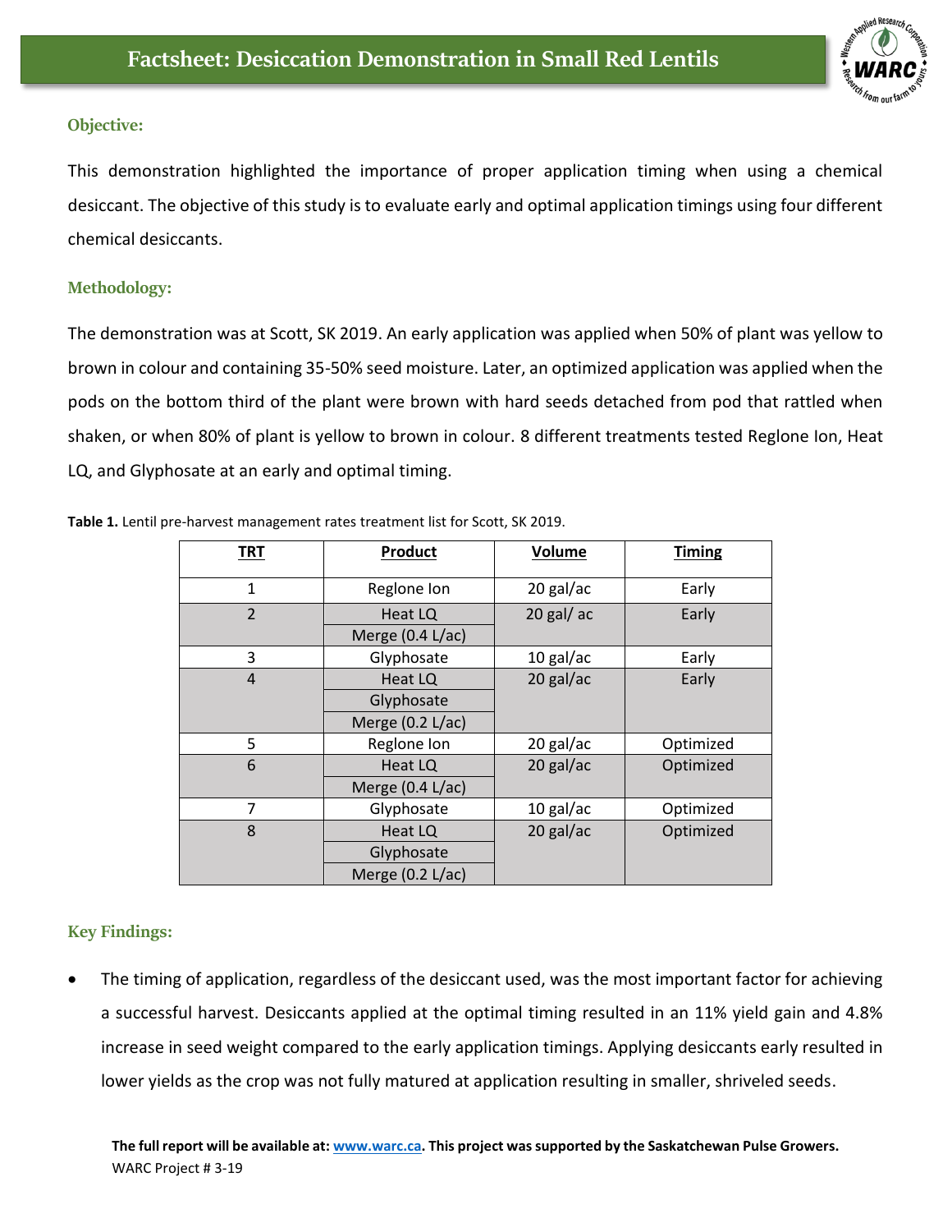# Factsheet: Desiccation Demonstration in Small Red Lentils

## Objective:

This demonstration highlighted the importance of proper application timing when using a chemical desiccant. The objective of this study is to evaluate early and optimal application timings using four different chemical desiccants.

## Methodology:

The demonstration was at Scott, SK 2019. An early application was applied when 50% of plant was yellow to brown in colour and containing 35-50% seed moisture. Later, an optimized application was applied when the pods on the bottom third of the plant were brown with hard seeds detached from pod that rattled when shaken, or when 80% of plant is yellow to brown in colour. 8 different treatments tested Reglone Ion, Heat LQ, and Glyphosate at an early and optimal timing.

**Table 1.** Lentil pre-harvest management rates treatment list for Scott, SK 2019.

| TRT | Product | Volume | Timing |
|---|---|---|---|
| 1 | Reglone Ion | 20 gal/ac | Early |
| 2 | Heat LQ<br>Merge (0.4 L/ac) | 20 gal/ ac | Early |
| 3 | Glyphosate | 10 gal/ac | Early |
| 4 | Heat LQ<br>Glyphosate<br>Merge (0.2 L/ac) | 20 gal/ac | Early |
| 5 | Reglone Ion | 20 gal/ac | Optimized |
| 6 | Heat LQ<br>Merge (0.4 L/ac) | 20 gal/ac | Optimized |
| 7 | Glyphosate | 10 gal/ac | Optimized |
| 8 | Heat LQ<br>Glyphosate<br>Merge (0.2 L/ac) | 20 gal/ac | Optimized |

## Key Findings:

- The timing of application, regardless of the desiccant used, was the most important factor for achieving a successful harvest. Desiccants applied at the optimal timing resulted in an 11% yield gain and 4.8% increase in seed weight compared to the early application timings. Applying desiccants early resulted in lower yields as the crop was not fully matured at application resulting in smaller, shriveled seeds.

**The full report will be available at: www.warc.ca. This project was supported by the Saskatchewan Pulse Growers.**
WARC Project # 3-19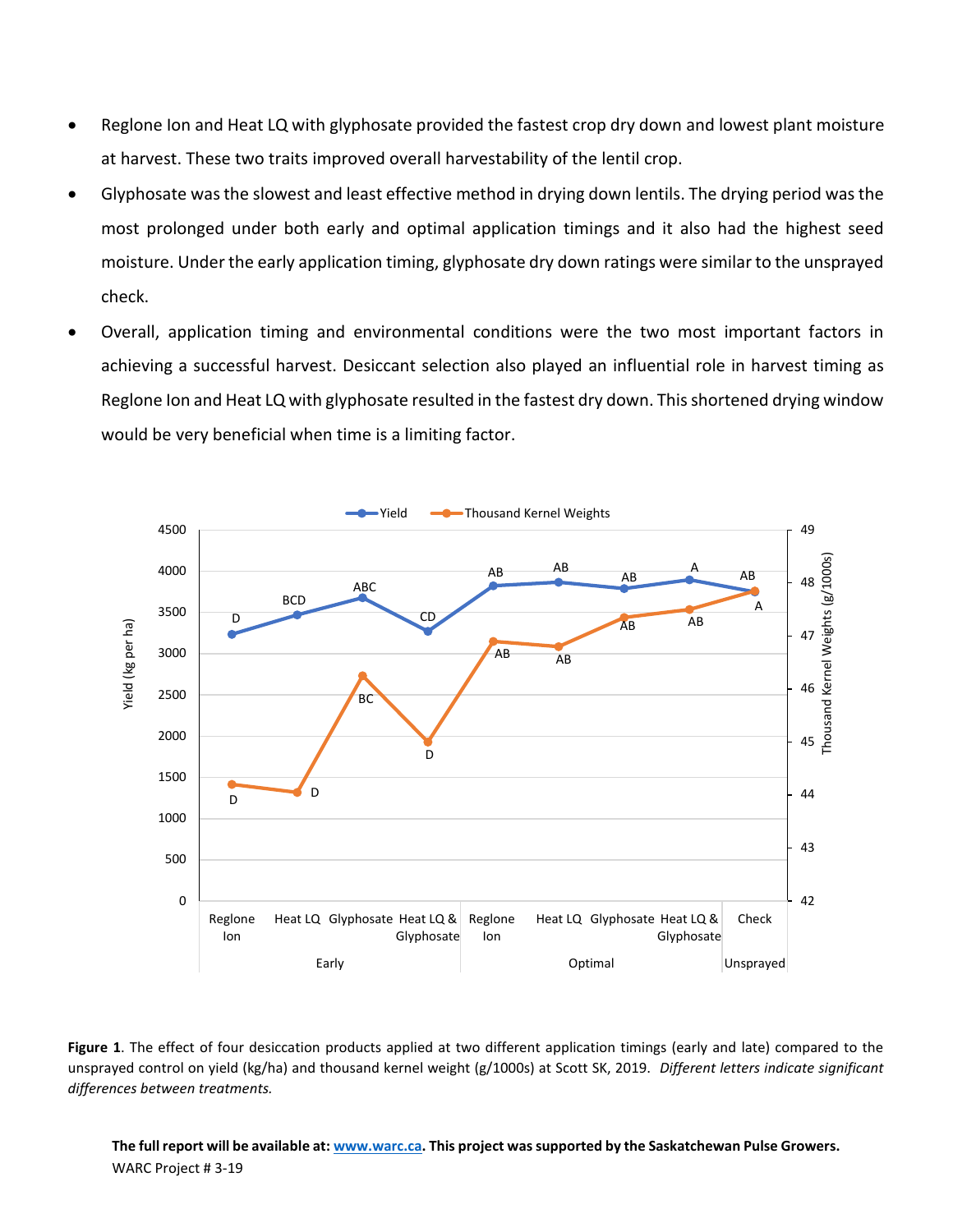- Reglone Ion and Heat LQ with glyphosate provided the fastest crop dry down and lowest plant moisture at harvest. These two traits improved overall harvestability of the lentil crop.
- Glyphosate was the slowest and least effective method in drying down lentils. The drying period was the most prolonged under both early and optimal application timings and it also had the highest seed moisture. Under the early application timing, glyphosate dry down ratings were similar to the unsprayed check.
- Overall, application timing and environmental conditions were the two most important factors in achieving a successful harvest. Desiccant selection also played an influential role in harvest timing as Reglone Ion and Heat LQ with glyphosate resulted in the fastest dry down. This shortened drying window would be very beneficial when time is a limiting factor.

Yield
Thousand Kernel Weights

Yield (kg per ha)
4500
4000
3500
3000
2500
2000
1500
1000
500
0

Thousand Kernel Weights (g/1000s)
49
48
47
46
45
44
43
42

Yield letters: D, BCD, ABC, CD, AB, AB, AB, A, AB
Thousand Kernel Weights letters: D, D, BC, D, AB, AB, AB, AB, A

Reglone Ion, Heat LQ, Glyphosate, Heat LQ & Glyphosate — Early
Reglone Ion, Heat LQ, Glyphosate, Heat LQ & Glyphosate — Optimal
Check — Unsprayed

**Figure 1**. The effect of four desiccation products applied at two different application timings (early and late) compared to the unsprayed control on yield (kg/ha) and thousand kernel weight (g/1000s) at Scott SK, 2019. *Different letters indicate significant differences between treatments.*

**The full report will be available at: www.warc.ca. This project was supported by the Saskatchewan Pulse Growers.**
WARC Project # 3-19